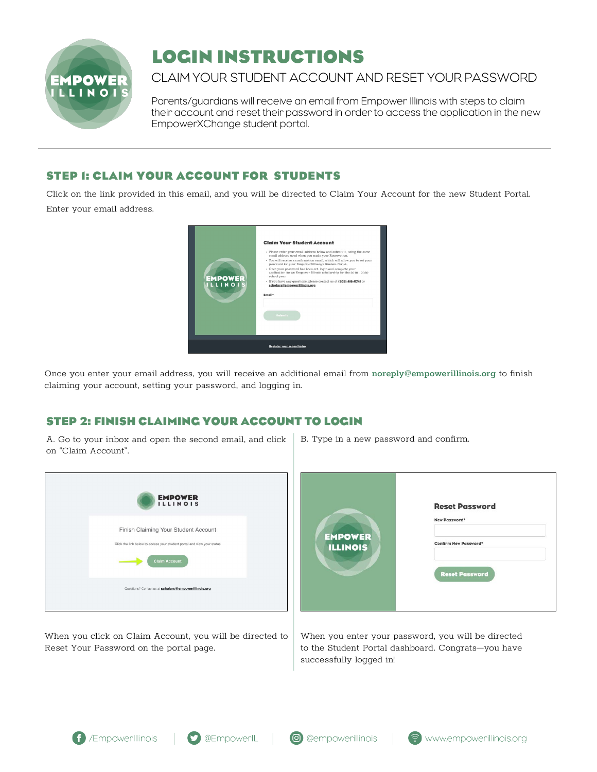# LOGIN INSTRUCTIONS

## CLAIM YOUR STUDENT ACCOUNT AND RESET YOUR PASSWORD

Parents/guardians will receive an email from Empower Illinois with steps to claim their account and reset their password in order to access the application in the new EmpowerXChange student portal.

---

## STEP 1: CLAIM YOUR ACCOUNT FOR STUDENTS

Click on the link provided in this email, and you will be directed to Claim Your Account for the new Student Portal. Enter your email address.

Once you enter your email address, you will receive an additional email from **noreply@empowerillinois.org** to finish claiming your account, setting your password, and logging in.

## STEP 2: FINISH CLAIMING YOUR ACCOUNT TO LOGIN

A. Go to your inbox and open the second email, and click on "Claim Account".

When you click on Claim Account, you will be directed to Reset Your Password on the portal page.

B. Type in a new password and confirm.

When you enter your password, you will be directed to the Student Portal dashboard. Congrats—you have successfully logged in!

/EmpowerIllinois | @EmpowerIL | @empowerillinois | www.empowerillinois.org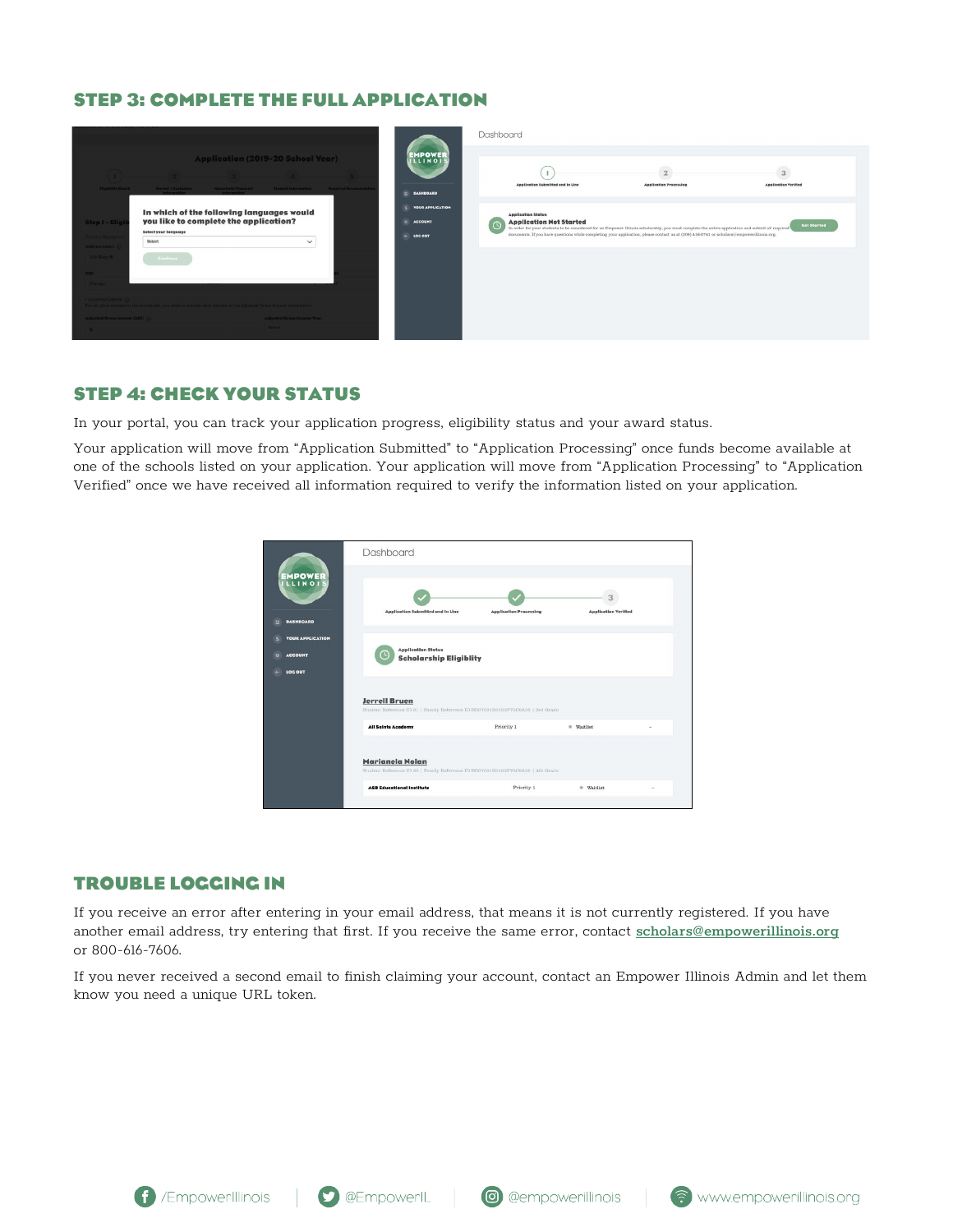## STEP 3: COMPLETE THE FULL APPLICATION

## STEP 4: CHECK YOUR STATUS

In your portal, you can track your application progress, eligibility status and your award status.

Your application will move from "Application Submitted" to "Application Processing" once funds become available at one of the schools listed on your application. Your application will move from "Application Processing" to "Application Verified" once we have received all information required to verify the information listed on your application.

## TROUBLE LOGGING IN

If you receive an error after entering in your email address, that means it is not currently registered. If you have another email address, try entering that first. If you receive the same error, contact scholars@empowerillinois.org or 800-616-7606.

If you never received a second email to finish claiming your account, contact an Empower Illinois Admin and let them know you need a unique URL token.

/EmpowerIllinois | @EmpowerIL | @empowerillinois | www.empowerillinois.org